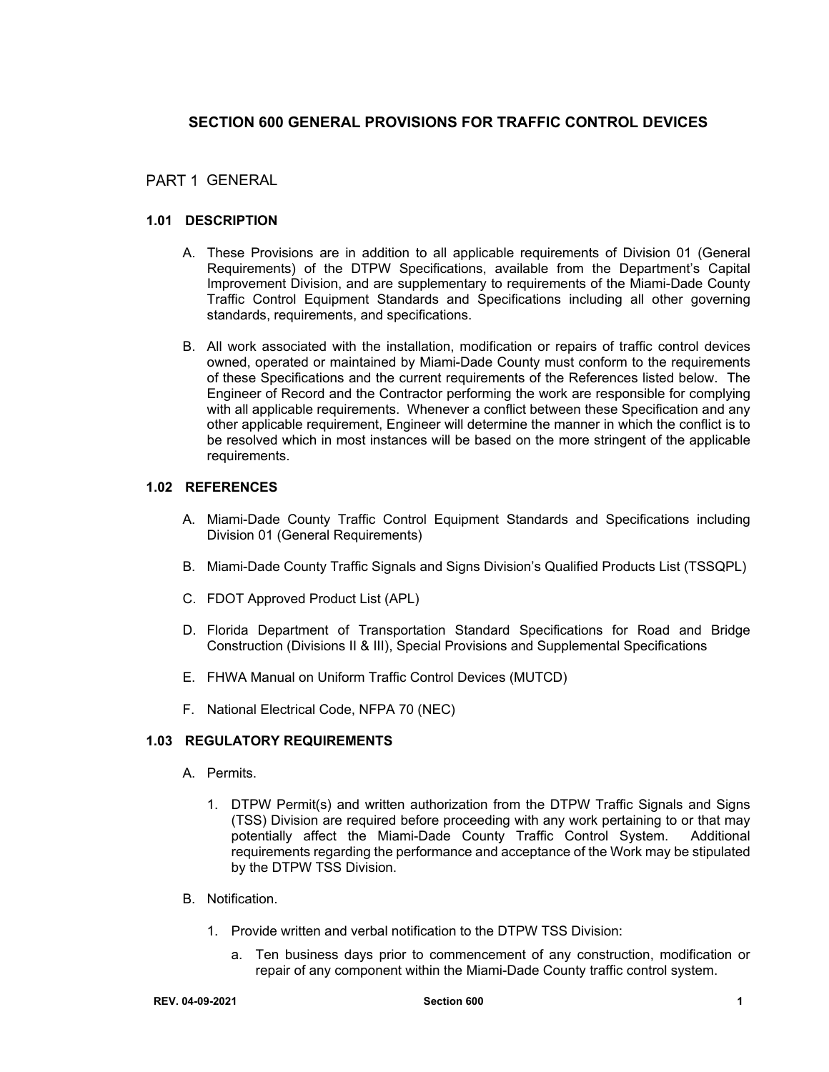# SECTION 600 GENERAL PROVISIONS FOR TRAFFIC CONTROL DEVICES

## PART 1 GENERAL

### 1.01 DESCRIPTION

A. These Provisions are in addition to all applicable requirements of Division 01 (General Requirements) of the DTPW Specifications, available from the Department's Capital Improvement Division, and are supplementary to requirements of the Miami-Dade County Traffic Control Equipment Standards and Specifications including all other governing standards, requirements, and specifications.

B. All work associated with the installation, modification or repairs of traffic control devices owned, operated or maintained by Miami-Dade County must conform to the requirements of these Specifications and the current requirements of the References listed below. The Engineer of Record and the Contractor performing the work are responsible for complying with all applicable requirements. Whenever a conflict between these Specification and any other applicable requirement, Engineer will determine the manner in which the conflict is to be resolved which in most instances will be based on the more stringent of the applicable requirements.

### 1.02 REFERENCES

A. Miami-Dade County Traffic Control Equipment Standards and Specifications including Division 01 (General Requirements)

B. Miami-Dade County Traffic Signals and Signs Division's Qualified Products List (TSSQPL)

C. FDOT Approved Product List (APL)

D. Florida Department of Transportation Standard Specifications for Road and Bridge Construction (Divisions II & III), Special Provisions and Supplemental Specifications

E. FHWA Manual on Uniform Traffic Control Devices (MUTCD)

F. National Electrical Code, NFPA 70 (NEC)

### 1.03 REGULATORY REQUIREMENTS

A. Permits.

1. DTPW Permit(s) and written authorization from the DTPW Traffic Signals and Signs (TSS) Division are required before proceeding with any work pertaining to or that may potentially affect the Miami-Dade County Traffic Control System. Additional requirements regarding the performance and acceptance of the Work may be stipulated by the DTPW TSS Division.

B. Notification.

1. Provide written and verbal notification to the DTPW TSS Division:

   a. Ten business days prior to commencement of any construction, modification or repair of any component within the Miami-Dade County traffic control system.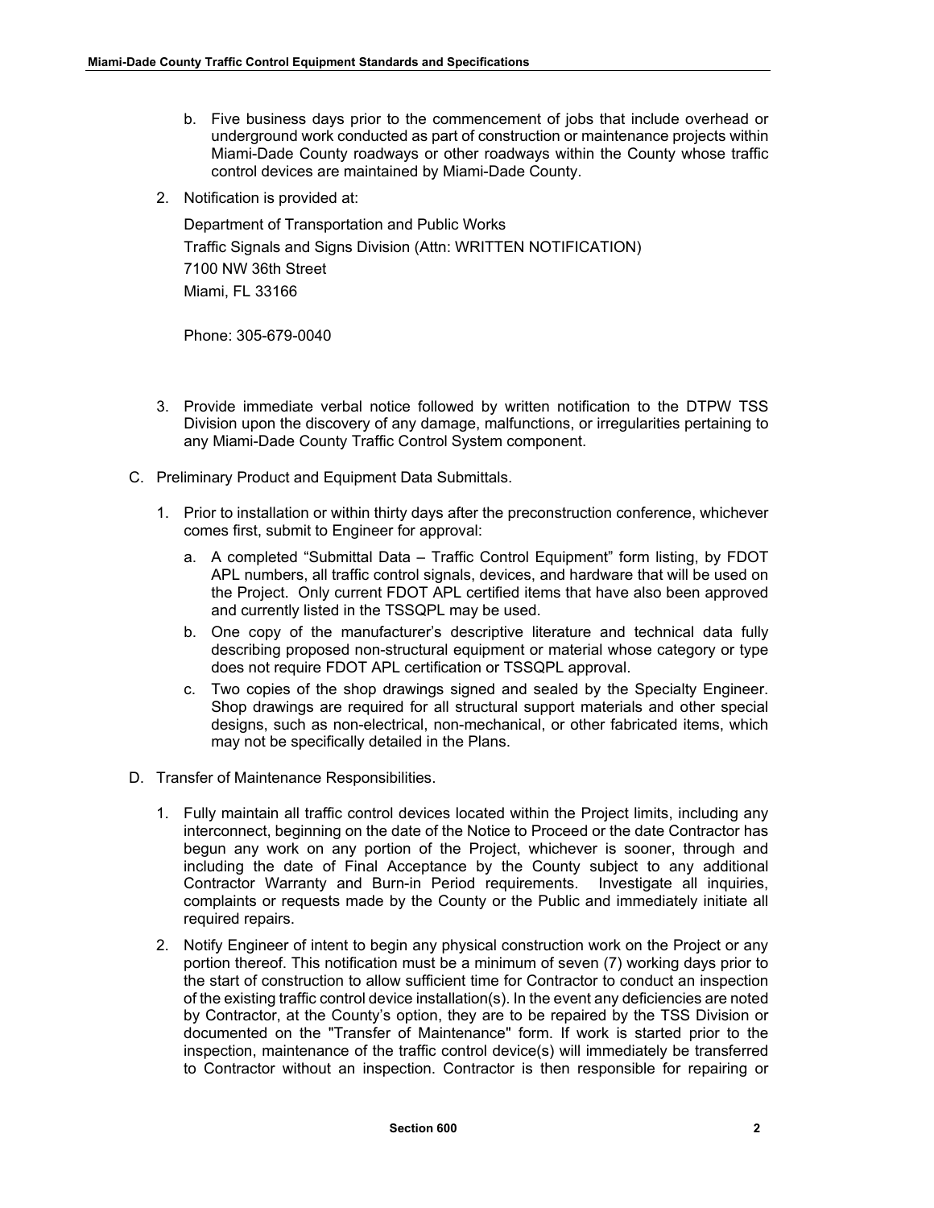b. Five business days prior to the commencement of jobs that include overhead or underground work conducted as part of construction or maintenance projects within Miami-Dade County roadways or other roadways within the County whose traffic control devices are maintained by Miami-Dade County.

2. Notification is provided at:

   Department of Transportation and Public Works
   Traffic Signals and Signs Division (Attn: WRITTEN NOTIFICATION)
   7100 NW 36th Street
   Miami, FL 33166

   Phone: 305-679-0040

3. Provide immediate verbal notice followed by written notification to the DTPW TSS Division upon the discovery of any damage, malfunctions, or irregularities pertaining to any Miami-Dade County Traffic Control System component.

C. Preliminary Product and Equipment Data Submittals.

1. Prior to installation or within thirty days after the preconstruction conference, whichever comes first, submit to Engineer for approval:

   a. A completed "Submittal Data – Traffic Control Equipment" form listing, by FDOT APL numbers, all traffic control signals, devices, and hardware that will be used on the Project. Only current FDOT APL certified items that have also been approved and currently listed in the TSSQPL may be used.
   b. One copy of the manufacturer's descriptive literature and technical data fully describing proposed non-structural equipment or material whose category or type does not require FDOT APL certification or TSSQPL approval.
   c. Two copies of the shop drawings signed and sealed by the Specialty Engineer. Shop drawings are required for all structural support materials and other special designs, such as non-electrical, non-mechanical, or other fabricated items, which may not be specifically detailed in the Plans.

D. Transfer of Maintenance Responsibilities.

1. Fully maintain all traffic control devices located within the Project limits, including any interconnect, beginning on the date of the Notice to Proceed or the date Contractor has begun any work on any portion of the Project, whichever is sooner, through and including the date of Final Acceptance by the County subject to any additional Contractor Warranty and Burn-in Period requirements. Investigate all inquiries, complaints or requests made by the County or the Public and immediately initiate all required repairs.

2. Notify Engineer of intent to begin any physical construction work on the Project or any portion thereof. This notification must be a minimum of seven (7) working days prior to the start of construction to allow sufficient time for Contractor to conduct an inspection of the existing traffic control device installation(s). In the event any deficiencies are noted by Contractor, at the County's option, they are to be repaired by the TSS Division or documented on the "Transfer of Maintenance" form. If work is started prior to the inspection, maintenance of the traffic control device(s) will immediately be transferred to Contractor without an inspection. Contractor is then responsible for repairing or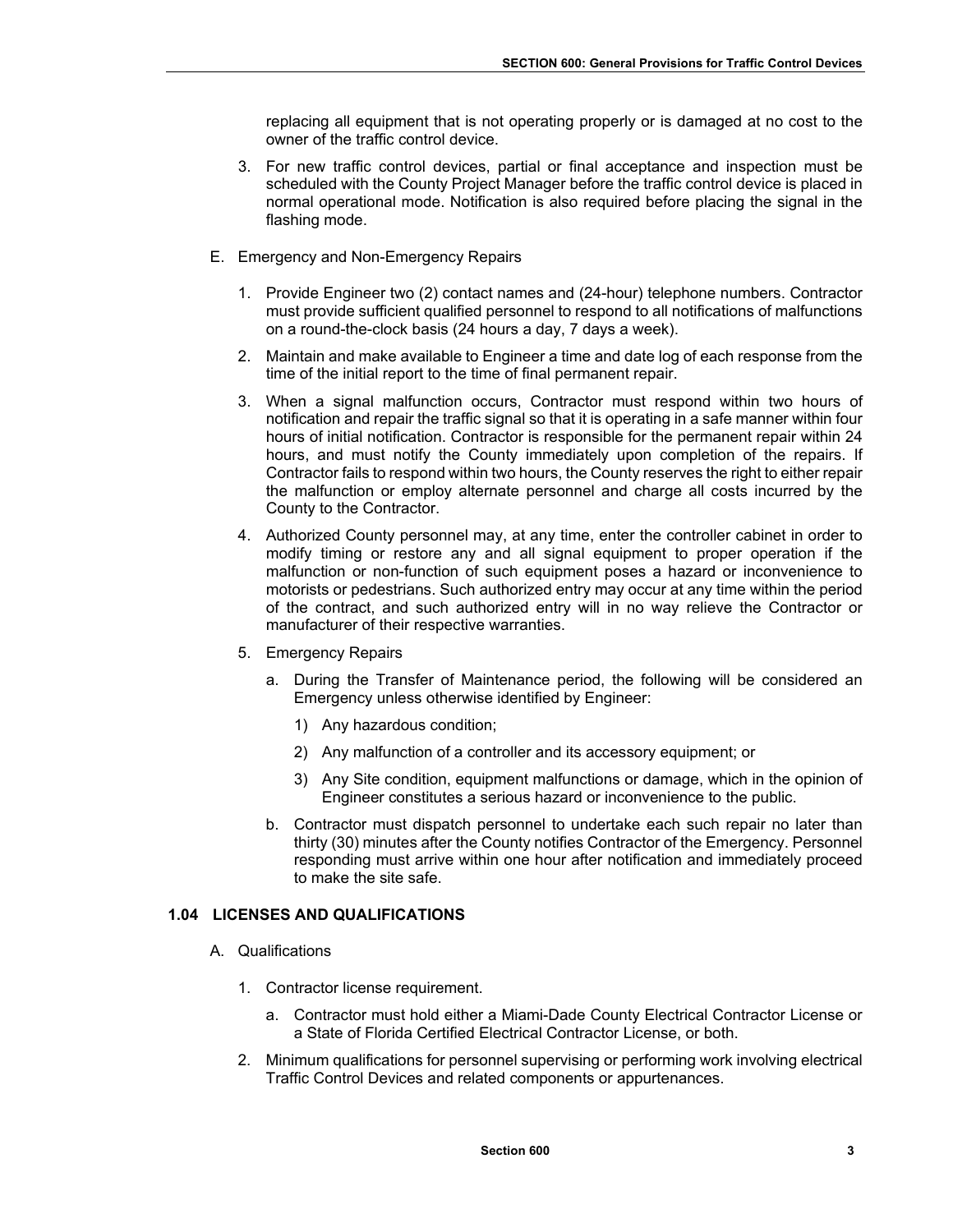replacing all equipment that is not operating properly or is damaged at no cost to the owner of the traffic control device.

3. For new traffic control devices, partial or final acceptance and inspection must be scheduled with the County Project Manager before the traffic control device is placed in normal operational mode. Notification is also required before placing the signal in the flashing mode.

E. Emergency and Non-Emergency Repairs

1. Provide Engineer two (2) contact names and (24-hour) telephone numbers. Contractor must provide sufficient qualified personnel to respond to all notifications of malfunctions on a round-the-clock basis (24 hours a day, 7 days a week).

2. Maintain and make available to Engineer a time and date log of each response from the time of the initial report to the time of final permanent repair.

3. When a signal malfunction occurs, Contractor must respond within two hours of notification and repair the traffic signal so that it is operating in a safe manner within four hours of initial notification. Contractor is responsible for the permanent repair within 24 hours, and must notify the County immediately upon completion of the repairs. If Contractor fails to respond within two hours, the County reserves the right to either repair the malfunction or employ alternate personnel and charge all costs incurred by the County to the Contractor.

4. Authorized County personnel may, at any time, enter the controller cabinet in order to modify timing or restore any and all signal equipment to proper operation if the malfunction or non-function of such equipment poses a hazard or inconvenience to motorists or pedestrians. Such authorized entry may occur at any time within the period of the contract, and such authorized entry will in no way relieve the Contractor or manufacturer of their respective warranties.

5. Emergency Repairs

   a. During the Transfer of Maintenance period, the following will be considered an Emergency unless otherwise identified by Engineer:

      1) Any hazardous condition;

      2) Any malfunction of a controller and its accessory equipment; or

      3) Any Site condition, equipment malfunctions or damage, which in the opinion of Engineer constitutes a serious hazard or inconvenience to the public.

   b. Contractor must dispatch personnel to undertake each such repair no later than thirty (30) minutes after the County notifies Contractor of the Emergency. Personnel responding must arrive within one hour after notification and immediately proceed to make the site safe.

## 1.04 LICENSES AND QUALIFICATIONS

A. Qualifications

1. Contractor license requirement.

   a. Contractor must hold either a Miami-Dade County Electrical Contractor License or a State of Florida Certified Electrical Contractor License, or both.

2. Minimum qualifications for personnel supervising or performing work involving electrical Traffic Control Devices and related components or appurtenances.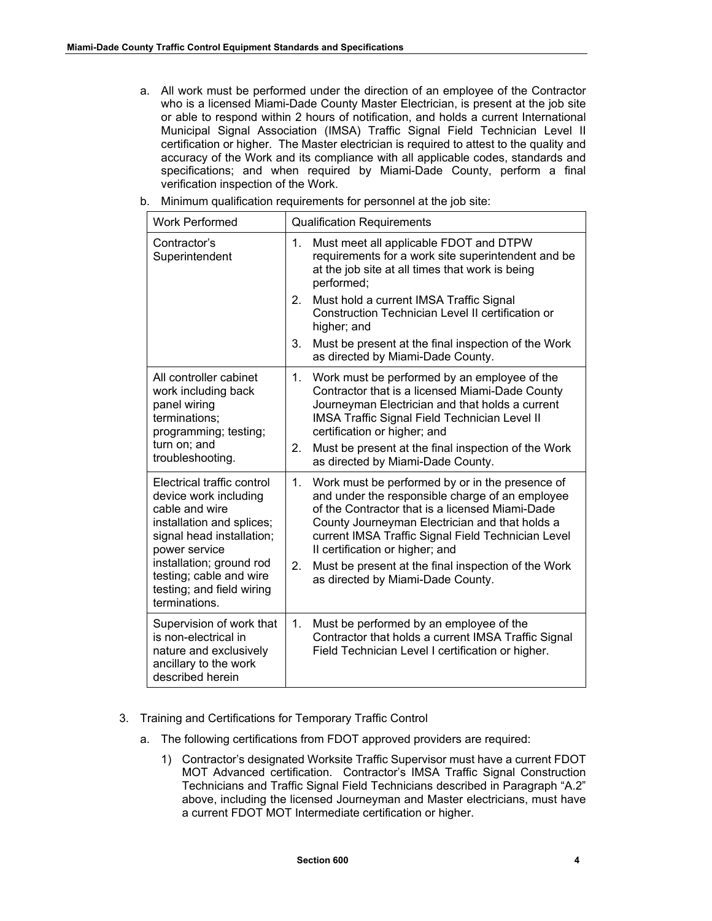a. All work must be performed under the direction of an employee of the Contractor who is a licensed Miami-Dade County Master Electrician, is present at the job site or able to respond within 2 hours of notification, and holds a current International Municipal Signal Association (IMSA) Traffic Signal Field Technician Level II certification or higher. The Master electrician is required to attest to the quality and accuracy of the Work and its compliance with all applicable codes, standards and specifications; and when required by Miami-Dade County, perform a final verification inspection of the Work.

b. Minimum qualification requirements for personnel at the job site:

| Work Performed | Qualification Requirements |
|---|---|
| Contractor's Superintendent | 1. Must meet all applicable FDOT and DTPW requirements for a work site superintendent and be at the job site at all times that work is being performed;<br>2. Must hold a current IMSA Traffic Signal Construction Technician Level II certification or higher; and<br>3. Must be present at the final inspection of the Work as directed by Miami-Dade County. |
| All controller cabinet work including back panel wiring terminations; programming; testing; turn on; and troubleshooting. | 1. Work must be performed by an employee of the Contractor that is a licensed Miami-Dade County Journeyman Electrician and that holds a current IMSA Traffic Signal Field Technician Level II certification or higher; and<br>2. Must be present at the final inspection of the Work as directed by Miami-Dade County. |
| Electrical traffic control device work including cable and wire installation and splices; signal head installation; power service installation; ground rod testing; cable and wire testing; and field wiring terminations. | 1. Work must be performed by or in the presence of and under the responsible charge of an employee of the Contractor that is a licensed Miami-Dade County Journeyman Electrician and that holds a current IMSA Traffic Signal Field Technician Level II certification or higher; and<br>2. Must be present at the final inspection of the Work as directed by Miami-Dade County. |
| Supervision of work that is non-electrical in nature and exclusively ancillary to the work described herein | 1. Must be performed by an employee of the Contractor that holds a current IMSA Traffic Signal Field Technician Level I certification or higher. |

3. Training and Certifications for Temporary Traffic Control

   a. The following certifications from FDOT approved providers are required:

      1) Contractor's designated Worksite Traffic Supervisor must have a current FDOT MOT Advanced certification. Contractor's IMSA Traffic Signal Construction Technicians and Traffic Signal Field Technicians described in Paragraph "A.2" above, including the licensed Journeyman and Master electricians, must have a current FDOT MOT Intermediate certification or higher.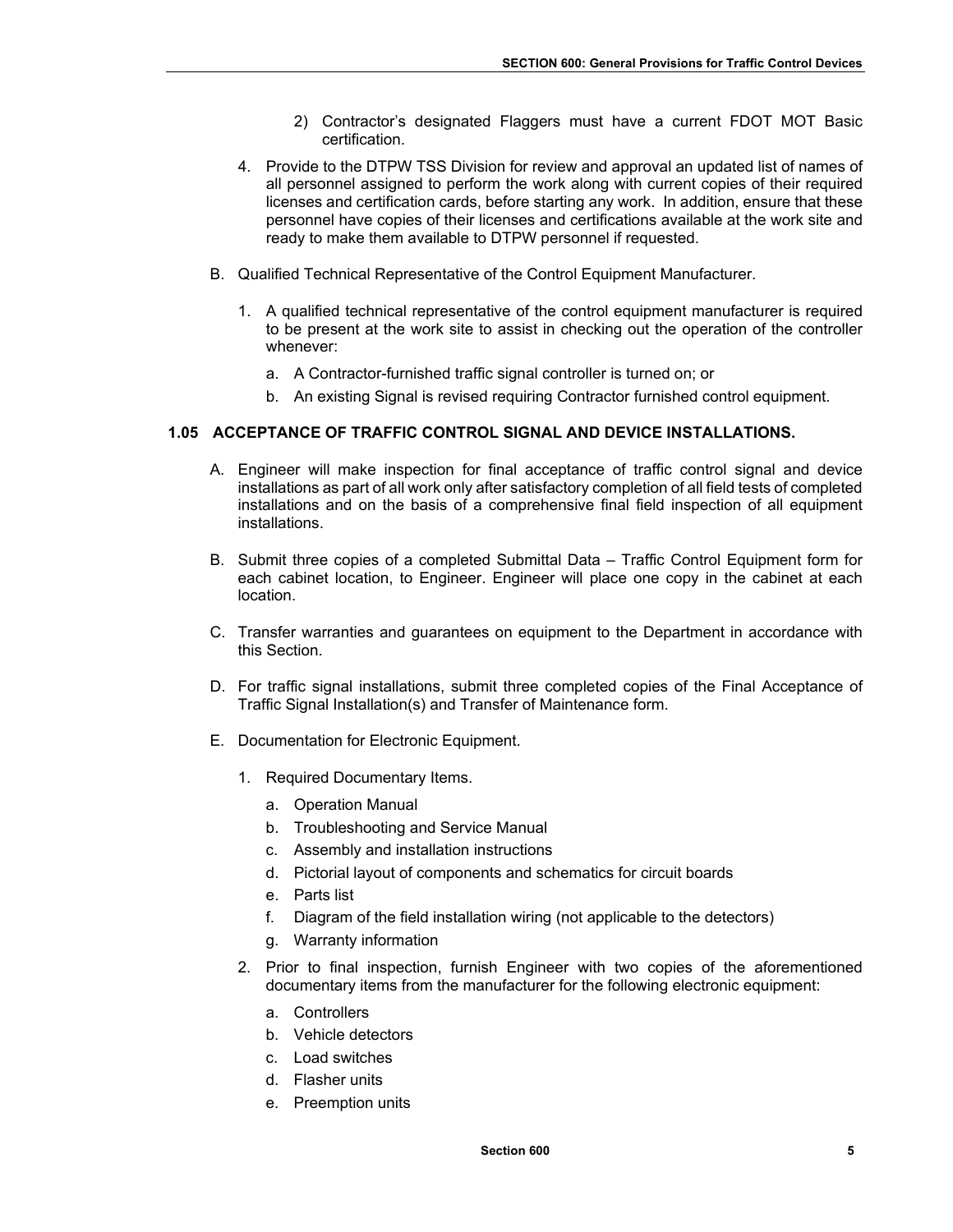2) Contractor's designated Flaggers must have a current FDOT MOT Basic certification.

4. Provide to the DTPW TSS Division for review and approval an updated list of names of all personnel assigned to perform the work along with current copies of their required licenses and certification cards, before starting any work. In addition, ensure that these personnel have copies of their licenses and certifications available at the work site and ready to make them available to DTPW personnel if requested.

B. Qualified Technical Representative of the Control Equipment Manufacturer.

1. A qualified technical representative of the control equipment manufacturer is required to be present at the work site to assist in checking out the operation of the controller whenever:

   a. A Contractor-furnished traffic signal controller is turned on; or

   b. An existing Signal is revised requiring Contractor furnished control equipment.

### 1.05 ACCEPTANCE OF TRAFFIC CONTROL SIGNAL AND DEVICE INSTALLATIONS.

A. Engineer will make inspection for final acceptance of traffic control signal and device installations as part of all work only after satisfactory completion of all field tests of completed installations and on the basis of a comprehensive final field inspection of all equipment installations.

B. Submit three copies of a completed Submittal Data – Traffic Control Equipment form for each cabinet location, to Engineer. Engineer will place one copy in the cabinet at each location.

C. Transfer warranties and guarantees on equipment to the Department in accordance with this Section.

D. For traffic signal installations, submit three completed copies of the Final Acceptance of Traffic Signal Installation(s) and Transfer of Maintenance form.

E. Documentation for Electronic Equipment.

1. Required Documentary Items.

   a. Operation Manual

   b. Troubleshooting and Service Manual

   c. Assembly and installation instructions

   d. Pictorial layout of components and schematics for circuit boards

   e. Parts list

   f. Diagram of the field installation wiring (not applicable to the detectors)

   g. Warranty information

2. Prior to final inspection, furnish Engineer with two copies of the aforementioned documentary items from the manufacturer for the following electronic equipment:

   a. Controllers

   b. Vehicle detectors

   c. Load switches

   d. Flasher units

   e. Preemption units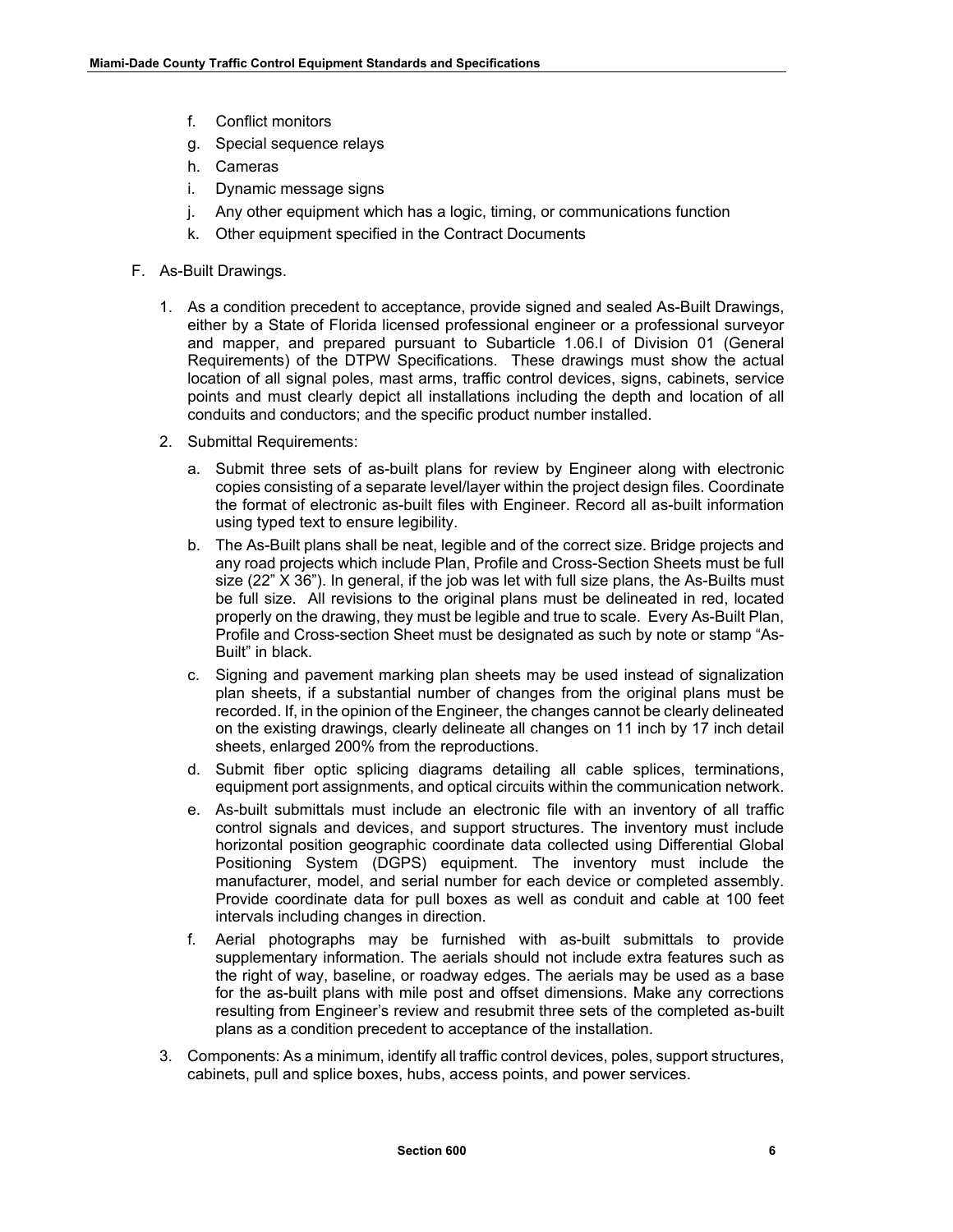f. Conflict monitors
g. Special sequence relays
h. Cameras
i. Dynamic message signs
j. Any other equipment which has a logic, timing, or communications function
k. Other equipment specified in the Contract Documents

F. As-Built Drawings.

1. As a condition precedent to acceptance, provide signed and sealed As-Built Drawings, either by a State of Florida licensed professional engineer or a professional surveyor and mapper, and prepared pursuant to Subarticle 1.06.I of Division 01 (General Requirements) of the DTPW Specifications. These drawings must show the actual location of all signal poles, mast arms, traffic control devices, signs, cabinets, service points and must clearly depict all installations including the depth and location of all conduits and conductors; and the specific product number installed.

2. Submittal Requirements:

   a. Submit three sets of as-built plans for review by Engineer along with electronic copies consisting of a separate level/layer within the project design files. Coordinate the format of electronic as-built files with Engineer. Record all as-built information using typed text to ensure legibility.

   b. The As-Built plans shall be neat, legible and of the correct size. Bridge projects and any road projects which include Plan, Profile and Cross-Section Sheets must be full size (22" X 36"). In general, if the job was let with full size plans, the As-Builts must be full size. All revisions to the original plans must be delineated in red, located properly on the drawing, they must be legible and true to scale. Every As-Built Plan, Profile and Cross-section Sheet must be designated as such by note or stamp "As-Built" in black.

   c. Signing and pavement marking plan sheets may be used instead of signalization plan sheets, if a substantial number of changes from the original plans must be recorded. If, in the opinion of the Engineer, the changes cannot be clearly delineated on the existing drawings, clearly delineate all changes on 11 inch by 17 inch detail sheets, enlarged 200% from the reproductions.

   d. Submit fiber optic splicing diagrams detailing all cable splices, terminations, equipment port assignments, and optical circuits within the communication network.

   e. As-built submittals must include an electronic file with an inventory of all traffic control signals and devices, and support structures. The inventory must include horizontal position geographic coordinate data collected using Differential Global Positioning System (DGPS) equipment. The inventory must include the manufacturer, model, and serial number for each device or completed assembly. Provide coordinate data for pull boxes as well as conduit and cable at 100 feet intervals including changes in direction.

   f. Aerial photographs may be furnished with as-built submittals to provide supplementary information. The aerials should not include extra features such as the right of way, baseline, or roadway edges. The aerials may be used as a base for the as-built plans with mile post and offset dimensions. Make any corrections resulting from Engineer's review and resubmit three sets of the completed as-built plans as a condition precedent to acceptance of the installation.

3. Components: As a minimum, identify all traffic control devices, poles, support structures, cabinets, pull and splice boxes, hubs, access points, and power services.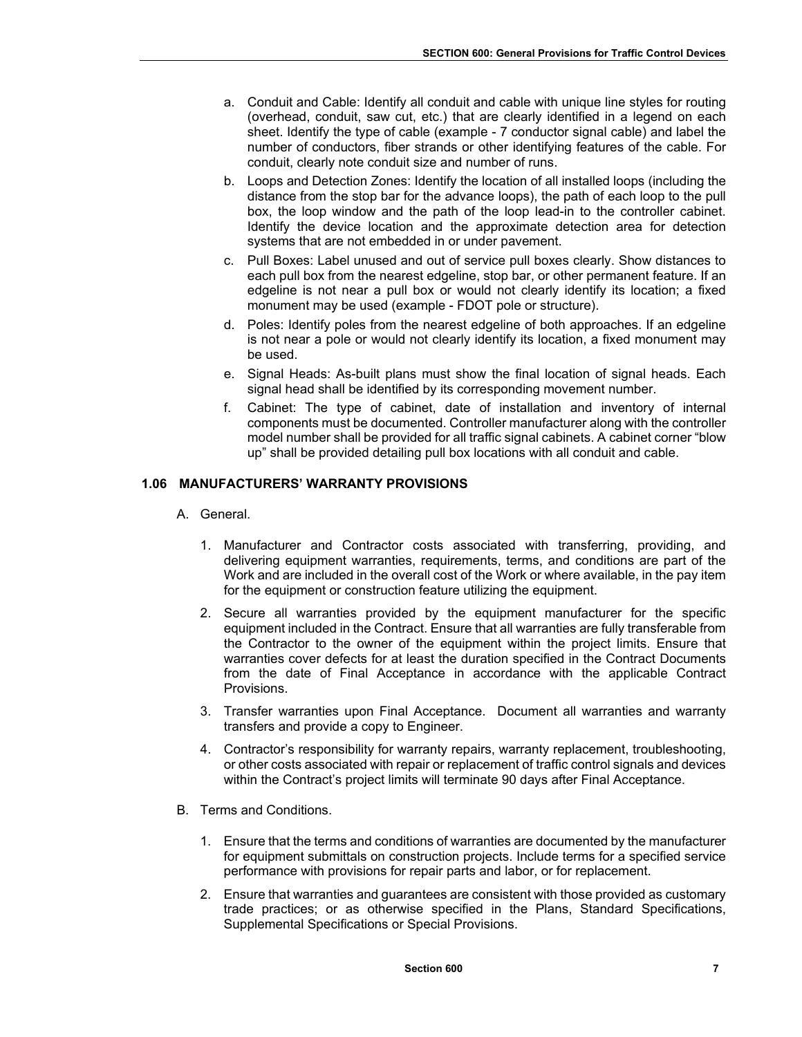a. Conduit and Cable: Identify all conduit and cable with unique line styles for routing (overhead, conduit, saw cut, etc.) that are clearly identified in a legend on each sheet. Identify the type of cable (example - 7 conductor signal cable) and label the number of conductors, fiber strands or other identifying features of the cable. For conduit, clearly note conduit size and number of runs.

b. Loops and Detection Zones: Identify the location of all installed loops (including the distance from the stop bar for the advance loops), the path of each loop to the pull box, the loop window and the path of the loop lead-in to the controller cabinet. Identify the device location and the approximate detection area for detection systems that are not embedded in or under pavement.

c. Pull Boxes: Label unused and out of service pull boxes clearly. Show distances to each pull box from the nearest edgeline, stop bar, or other permanent feature. If an edgeline is not near a pull box or would not clearly identify its location; a fixed monument may be used (example - FDOT pole or structure).

d. Poles: Identify poles from the nearest edgeline of both approaches. If an edgeline is not near a pole or would not clearly identify its location, a fixed monument may be used.

e. Signal Heads: As-built plans must show the final location of signal heads. Each signal head shall be identified by its corresponding movement number.

f. Cabinet: The type of cabinet, date of installation and inventory of internal components must be documented. Controller manufacturer along with the controller model number shall be provided for all traffic signal cabinets. A cabinet corner "blow up" shall be provided detailing pull box locations with all conduit and cable.

### 1.06 MANUFACTURERS' WARRANTY PROVISIONS

A. General.

1. Manufacturer and Contractor costs associated with transferring, providing, and delivering equipment warranties, requirements, terms, and conditions are part of the Work and are included in the overall cost of the Work or where available, in the pay item for the equipment or construction feature utilizing the equipment.

2. Secure all warranties provided by the equipment manufacturer for the specific equipment included in the Contract. Ensure that all warranties are fully transferable from the Contractor to the owner of the equipment within the project limits. Ensure that warranties cover defects for at least the duration specified in the Contract Documents from the date of Final Acceptance in accordance with the applicable Contract Provisions.

3. Transfer warranties upon Final Acceptance. Document all warranties and warranty transfers and provide a copy to Engineer.

4. Contractor's responsibility for warranty repairs, warranty replacement, troubleshooting, or other costs associated with repair or replacement of traffic control signals and devices within the Contract's project limits will terminate 90 days after Final Acceptance.

B. Terms and Conditions.

1. Ensure that the terms and conditions of warranties are documented by the manufacturer for equipment submittals on construction projects. Include terms for a specified service performance with provisions for repair parts and labor, or for replacement.

2. Ensure that warranties and guarantees are consistent with those provided as customary trade practices; or as otherwise specified in the Plans, Standard Specifications, Supplemental Specifications or Special Provisions.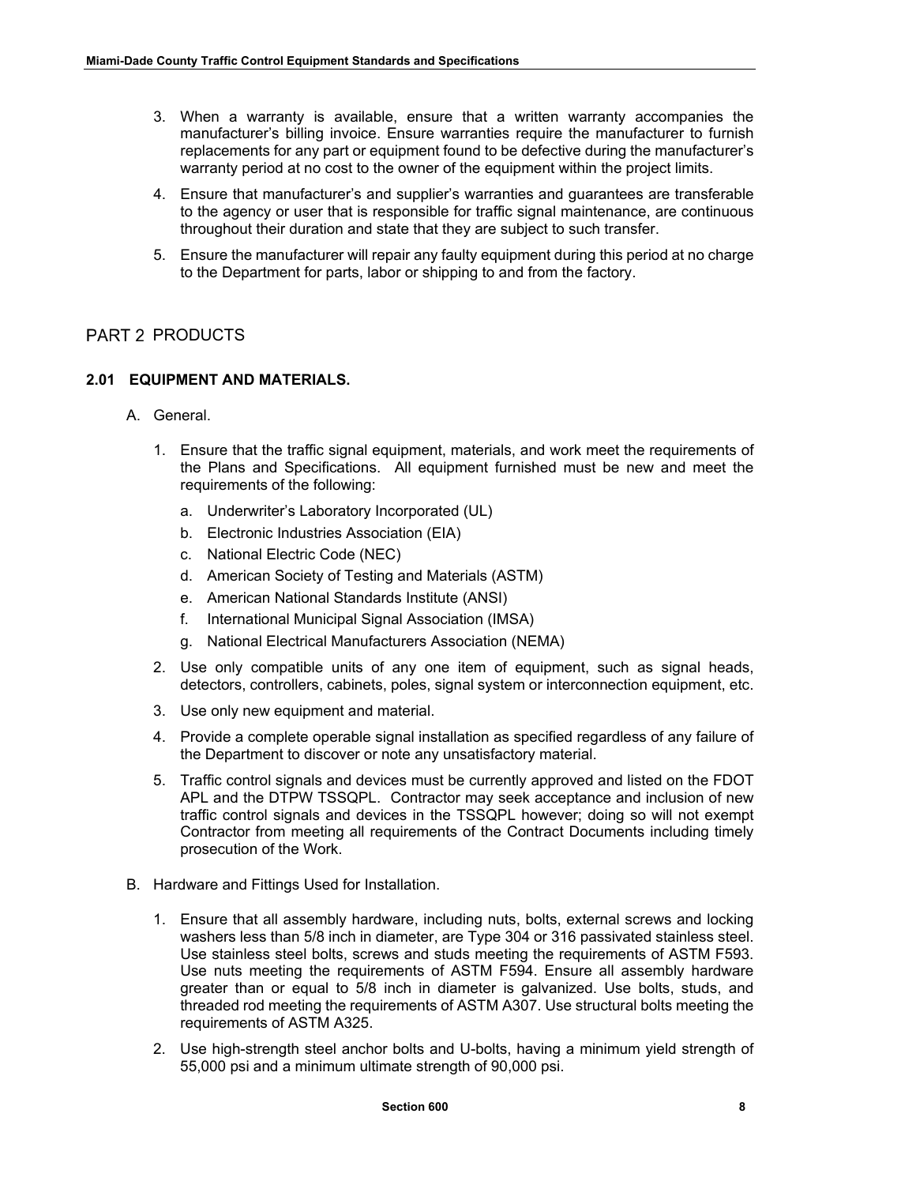3. When a warranty is available, ensure that a written warranty accompanies the manufacturer's billing invoice. Ensure warranties require the manufacturer to furnish replacements for any part or equipment found to be defective during the manufacturer's warranty period at no cost to the owner of the equipment within the project limits.
4. Ensure that manufacturer's and supplier's warranties and guarantees are transferable to the agency or user that is responsible for traffic signal maintenance, are continuous throughout their duration and state that they are subject to such transfer.
5. Ensure the manufacturer will repair any faulty equipment during this period at no charge to the Department for parts, labor or shipping to and from the factory.

## PART 2 PRODUCTS

### 2.01 EQUIPMENT AND MATERIALS.

A. General.

1. Ensure that the traffic signal equipment, materials, and work meet the requirements of the Plans and Specifications. All equipment furnished must be new and meet the requirements of the following:
   a. Underwriter's Laboratory Incorporated (UL)
   b. Electronic Industries Association (EIA)
   c. National Electric Code (NEC)
   d. American Society of Testing and Materials (ASTM)
   e. American National Standards Institute (ANSI)
   f. International Municipal Signal Association (IMSA)
   g. National Electrical Manufacturers Association (NEMA)
2. Use only compatible units of any one item of equipment, such as signal heads, detectors, controllers, cabinets, poles, signal system or interconnection equipment, etc.
3. Use only new equipment and material.
4. Provide a complete operable signal installation as specified regardless of any failure of the Department to discover or note any unsatisfactory material.
5. Traffic control signals and devices must be currently approved and listed on the FDOT APL and the DTPW TSSQPL. Contractor may seek acceptance and inclusion of new traffic control signals and devices in the TSSQPL however; doing so will not exempt Contractor from meeting all requirements of the Contract Documents including timely prosecution of the Work.

B. Hardware and Fittings Used for Installation.

1. Ensure that all assembly hardware, including nuts, bolts, external screws and locking washers less than 5/8 inch in diameter, are Type 304 or 316 passivated stainless steel. Use stainless steel bolts, screws and studs meeting the requirements of ASTM F593. Use nuts meeting the requirements of ASTM F594. Ensure all assembly hardware greater than or equal to 5/8 inch in diameter is galvanized. Use bolts, studs, and threaded rod meeting the requirements of ASTM A307. Use structural bolts meeting the requirements of ASTM A325.
2. Use high-strength steel anchor bolts and U-bolts, having a minimum yield strength of 55,000 psi and a minimum ultimate strength of 90,000 psi.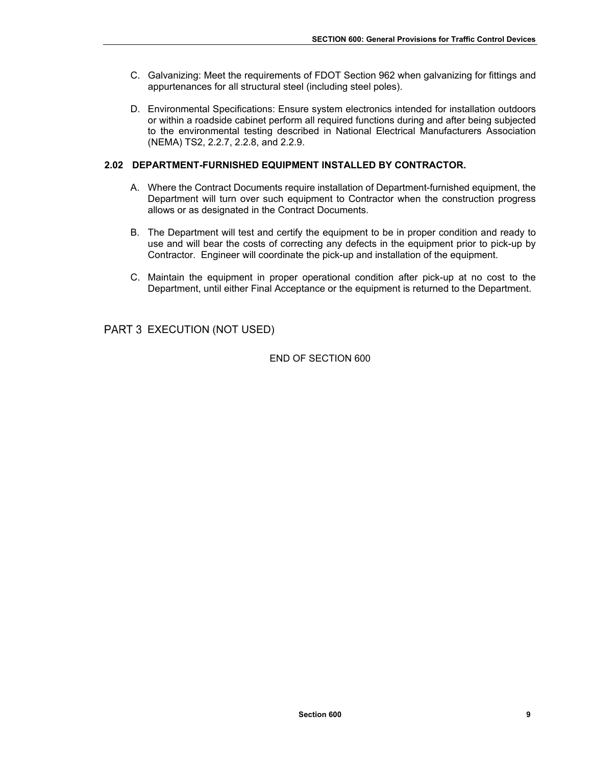C. Galvanizing: Meet the requirements of FDOT Section 962 when galvanizing for fittings and appurtenances for all structural steel (including steel poles).

D. Environmental Specifications: Ensure system electronics intended for installation outdoors or within a roadside cabinet perform all required functions during and after being subjected to the environmental testing described in National Electrical Manufacturers Association (NEMA) TS2, 2.2.7, 2.2.8, and 2.2.9.

### 2.02 DEPARTMENT-FURNISHED EQUIPMENT INSTALLED BY CONTRACTOR.

A. Where the Contract Documents require installation of Department-furnished equipment, the Department will turn over such equipment to Contractor when the construction progress allows or as designated in the Contract Documents.

B. The Department will test and certify the equipment to be in proper condition and ready to use and will bear the costs of correcting any defects in the equipment prior to pick-up by Contractor. Engineer will coordinate the pick-up and installation of the equipment.

C. Maintain the equipment in proper operational condition after pick-up at no cost to the Department, until either Final Acceptance or the equipment is returned to the Department.

## PART 3 EXECUTION (NOT USED)

END OF SECTION 600